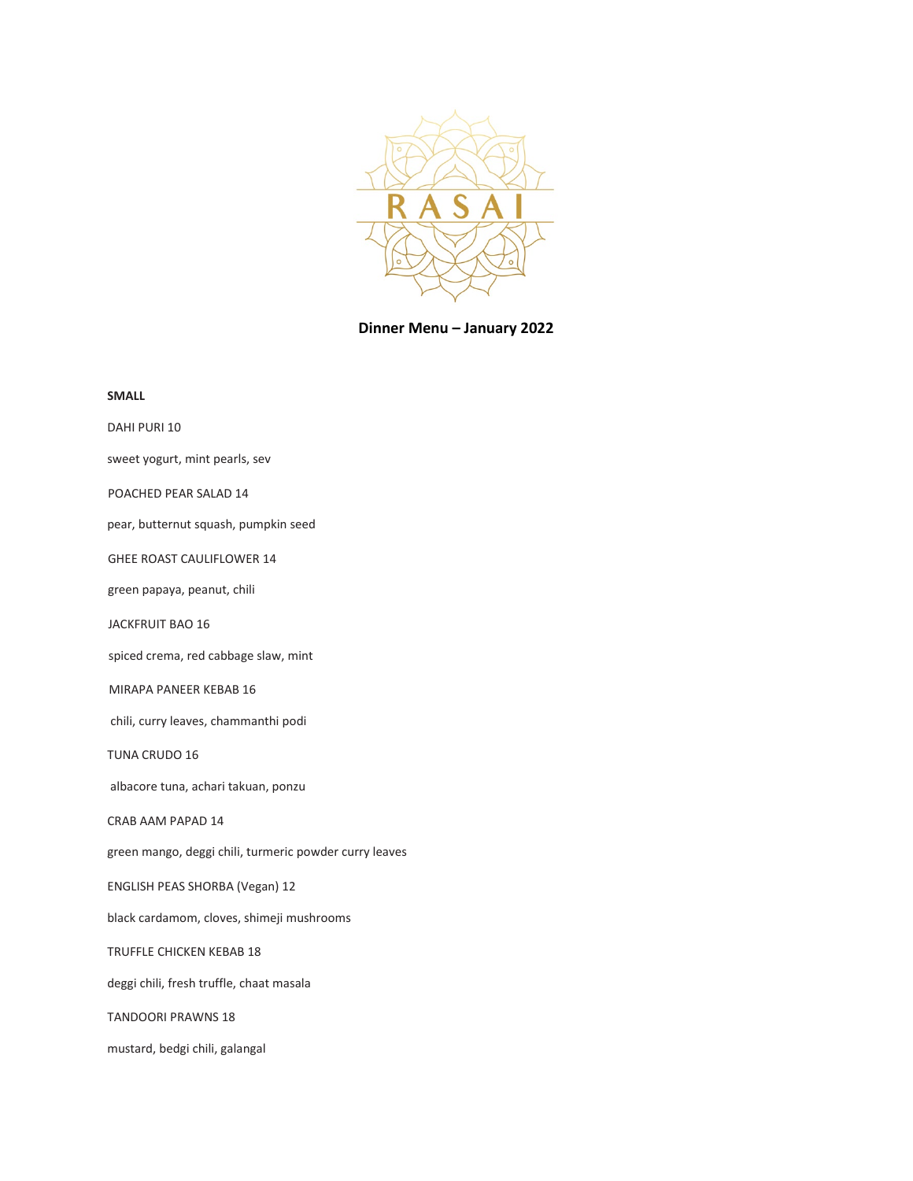# RASAI

**Dinner Menu – January 2022**

**SMALL**

DAHI PURI 10

sweet yogurt, mint pearls, sev

POACHED PEAR SALAD 14

pear, butternut squash, pumpkin seed

GHEE ROAST CAULIFLOWER 14

green papaya, peanut, chili

JACKFRUIT BAO 16

spiced crema, red cabbage slaw, mint

MIRAPA PANEER KEBAB 16

chili, curry leaves, chammanthi podi

TUNA CRUDO 16

albacore tuna, achari takuan, ponzu

CRAB AAM PAPAD 14

green mango, deggi chili, turmeric powder curry leaves

ENGLISH PEAS SHORBA (Vegan) 12

black cardamom, cloves, shimeji mushrooms

TRUFFLE CHICKEN KEBAB 18

deggi chili, fresh truffle, chaat masala

TANDOORI PRAWNS 18

mustard, bedgi chili, galangal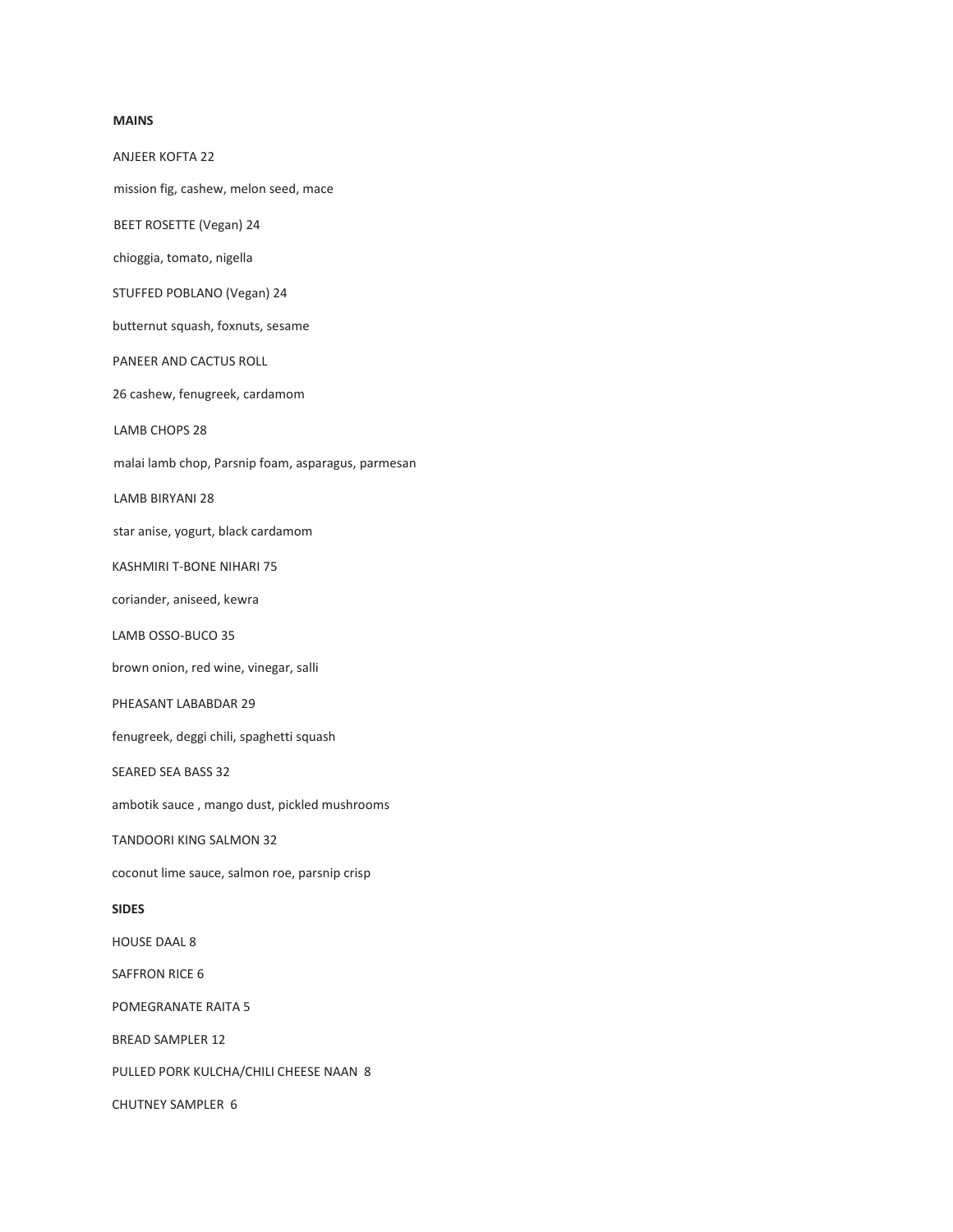**MAINS**

ANJEER KOFTA 22

mission fig, cashew, melon seed, mace

BEET ROSETTE (Vegan) 24

chioggia, tomato, nigella

STUFFED POBLANO (Vegan) 24

butternut squash, foxnuts, sesame

PANEER AND CACTUS ROLL

26 cashew, fenugreek, cardamom

LAMB CHOPS 28

malai lamb chop, Parsnip foam, asparagus, parmesan

LAMB BIRYANI 28

star anise, yogurt, black cardamom

KASHMIRI T-BONE NIHARI 75

coriander, aniseed, kewra

LAMB OSSO-BUCO 35

brown onion, red wine, vinegar, salli

PHEASANT LABABDAR 29

fenugreek, deggi chili, spaghetti squash

SEARED SEA BASS 32

ambotik sauce , mango dust, pickled mushrooms

TANDOORI KING SALMON 32

coconut lime sauce, salmon roe, parsnip crisp

**SIDES**

HOUSE DAAL 8

SAFFRON RICE 6

POMEGRANATE RAITA 5

BREAD SAMPLER 12

PULLED PORK KULCHA/CHILI CHEESE NAAN 8

CHUTNEY SAMPLER 6